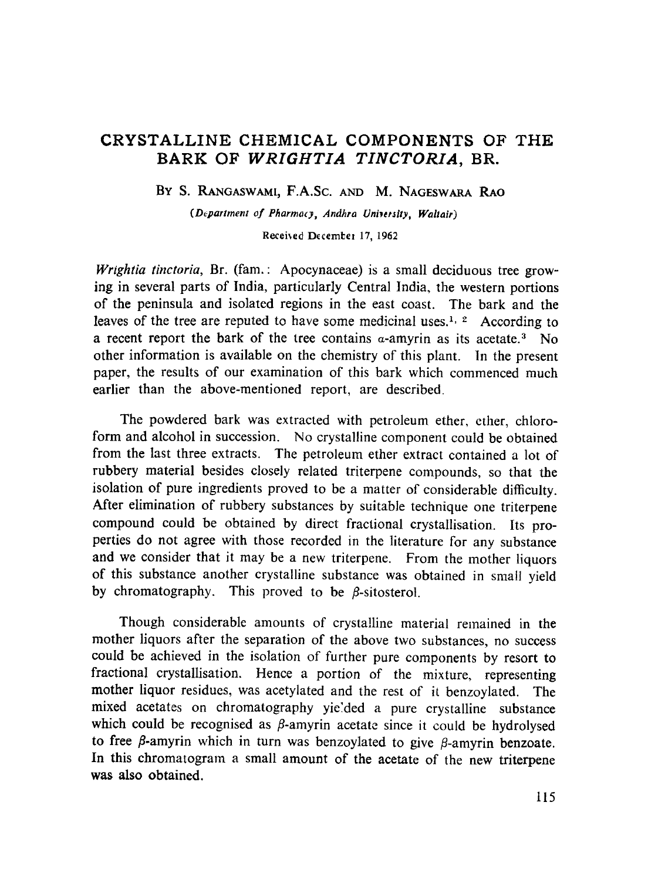# CRYSTALLINE CHEMICAL COMPONENTS OF THE BARK OF *WRIGHTIA TINCTORIA*, BR.

BY S. RANGASWAMI, F.A.SC. AND M. NAGESWARA RAO

*(Department of Pharmacy, Andhra University, Waltair)*

Received December 17, 1962

*Wrightia tinctoria*, Br. (fam.: Apocynaceae) is a small deciduous tree growing in several parts of India, particularly Central India, the western portions of the peninsula and isolated regions in the east coast. The bark and the leaves of the tree are reputed to have some medicinal uses.[1,2] According to a recent report the bark of the tree contains $\alpha$-amyrin as its acetate.[3] No other information is available on the chemistry of this plant. In the present paper, the results of our examination of this bark which commenced much earlier than the above-mentioned report, are described.

The powdered bark was extracted with petroleum ether, ether, chloroform and alcohol in succession. No crystalline component could be obtained from the last three extracts. The petroleum ether extract contained a lot of rubbery material besides closely related triterpene compounds, so that the isolation of pure ingredients proved to be a matter of considerable difficulty. After elimination of rubbery substances by suitable technique one triterpene compound could be obtained by direct fractional crystallisation. Its properties do not agree with those recorded in the literature for any substance and we consider that it may be a new triterpene. From the mother liquors of this substance another crystalline substance was obtained in small yield by chromatography. This proved to be $\beta$-sitosterol.

Though considerable amounts of crystalline material remained in the mother liquors after the separation of the above two substances, no success could be achieved in the isolation of further pure components by resort to fractional crystallisation. Hence a portion of the mixture, representing mother liquor residues, was acetylated and the rest of it benzoylated. The mixed acetates on chromatography yielded a pure crystalline substance which could be recognised as $\beta$-amyrin acetate since it could be hydrolysed to free $\beta$-amyrin which in turn was benzoylated to give $\beta$-amyrin benzoate. In this chromatogram a small amount of the acetate of the new triterpene was also obtained.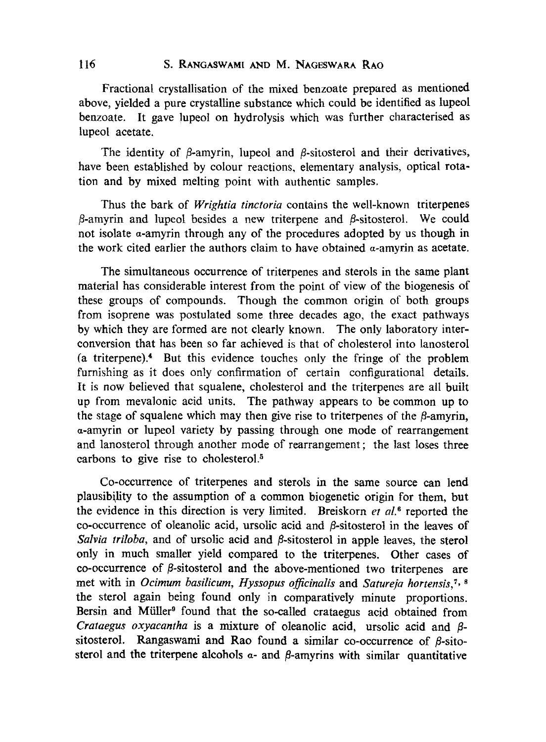Fractional crystallisation of the mixed benzoate prepared as mentioned above, yielded a pure crystalline substance which could be identified as lupeol benzoate. It gave lupeol on hydrolysis which was further characterised as lupeol acetate.

The identity of β-amyrin, lupeol and β-sitosterol and their derivatives, have been established by colour reactions, elementary analysis, optical rotation and by mixed melting point with authentic samples.

Thus the bark of *Wrightia tinctoria* contains the well-known triterpenes β-amyrin and lupeol besides a new triterpene and β-sitosterol. We could not isolate α-amyrin through any of the procedures adopted by us though in the work cited earlier the authors claim to have obtained α-amyrin as acetate.

The simultaneous occurrence of triterpenes and sterols in the same plant material has considerable interest from the point of view of the biogenesis of these groups of compounds. Though the common origin of both groups from isoprene was postulated some three decades ago, the exact pathways by which they are formed are not clearly known. The only laboratory interconversion that has been so far achieved is that of cholesterol into lanosterol (a triterpene).[4] But this evidence touches only the fringe of the problem furnishing as it does only confirmation of certain configurational details. It is now believed that squalene, cholesterol and the triterpenes are all built up from mevalonic acid units. The pathway appears to be common up to the stage of squalene which may then give rise to triterpenes of the β-amyrin, α-amyrin or lupeol variety by passing through one mode of rearrangement and lanosterol through another mode of rearrangement; the last loses three carbons to give rise to cholesterol.[5]

Co-occurrence of triterpenes and sterols in the same source can lend plausibility to the assumption of a common biogenetic origin for them, but the evidence in this direction is very limited. Breiskorn *et al.*[6] reported the co-occurrence of oleanolic acid, ursolic acid and β-sitosterol in the leaves of *Salvia triloba*, and of ursolic acid and β-sitosterol in apple leaves, the sterol only in much smaller yield compared to the triterpenes. Other cases of co-occurrence of β-sitosterol and the above-mentioned two triterpenes are met with in *Ocimum basilicum*, *Hyssopus officinalis* and *Satureja hortensis*,[7, 8] the sterol again being found only in comparatively minute proportions. Bersin and Müller[9] found that the so-called crataegus acid obtained from *Crataegus oxyacantha* is a mixture of oleanolic acid, ursolic acid and β-sitosterol. Rangaswami and Rao found a similar co-occurrence of β-sitosterol and the triterpene alcohols α- and β-amyrins with similar quantitative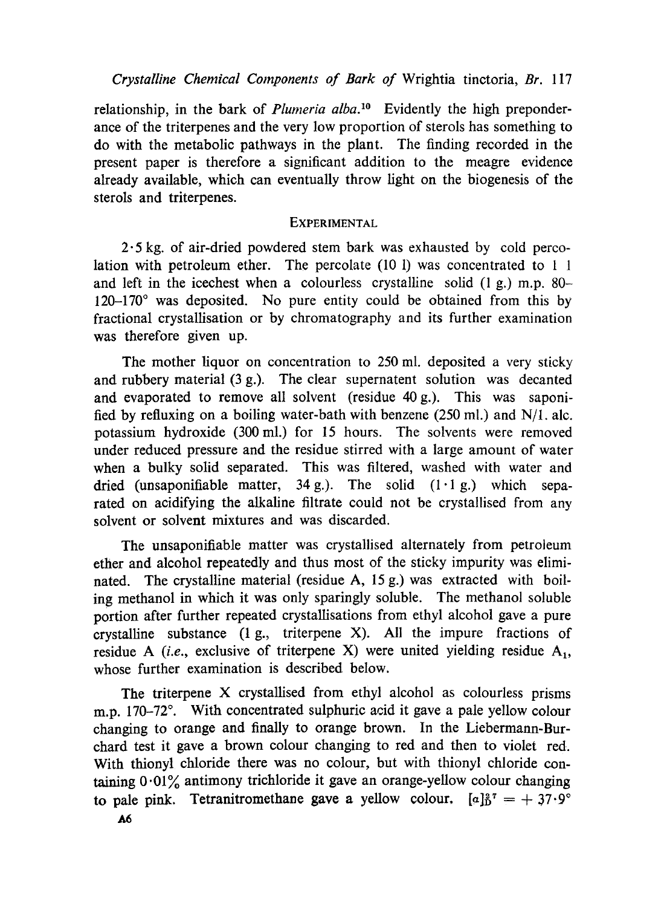relationship, in the bark of *Plumeria alba*.[10] Evidently the high preponderance of the triterpenes and the very low proportion of sterols has something to do with the metabolic pathways in the plant. The finding recorded in the present paper is therefore a significant addition to the meagre evidence already available, which can eventually throw light on the biogenesis of the sterols and triterpenes.

## EXPERIMENTAL

2·5 kg. of air-dried powdered stem bark was exhausted by cold percolation with petroleum ether. The percolate (10 l) was concentrated to 1 l and left in the icechest when a colourless crystalline solid (1 g.) m.p. 80–120–170° was deposited. No pure entity could be obtained from this by fractional crystallisation or by chromatography and its further examination was therefore given up.

The mother liquor on concentration to 250 ml. deposited a very sticky and rubbery material (3 g.). The clear supernatent solution was decanted and evaporated to remove all solvent (residue 40 g.). This was saponified by refluxing on a boiling water-bath with benzene (250 ml.) and N/1. alc. potassium hydroxide (300 ml.) for 15 hours. The solvents were removed under reduced pressure and the residue stirred with a large amount of water when a bulky solid separated. This was filtered, washed with water and dried (unsaponifiable matter, 34 g.). The solid (1·1 g.) which separated on acidifying the alkaline filtrate could not be crystallised from any solvent or solvent mixtures and was discarded.

The unsaponifiable matter was crystallised alternately from petroleum ether and alcohol repeatedly and thus most of the sticky impurity was eliminated. The crystalline material (residue A, 15 g.) was extracted with boiling methanol in which it was only sparingly soluble. The methanol soluble portion after further repeated crystallisations from ethyl alcohol gave a pure crystalline substance (1 g., triterpene X). All the impure fractions of residue A (*i.e.*, exclusive of triterpene X) were united yielding residue $A_1$, whose further examination is described below.

The triterpene X crystallised from ethyl alcohol as colourless prisms m.p. 170–72°. With concentrated sulphuric acid it gave a pale yellow colour changing to orange and finally to orange brown. In the Liebermann-Burchard test it gave a brown colour changing to red and then to violet red. With thionyl chloride there was no colour, but with thionyl chloride containing 0·01% antimony trichloride it gave an orange-yellow colour changing to pale pink. Tetranitromethane gave a yellow colour. $[\alpha]_D^{37} = +37{\cdot}9°$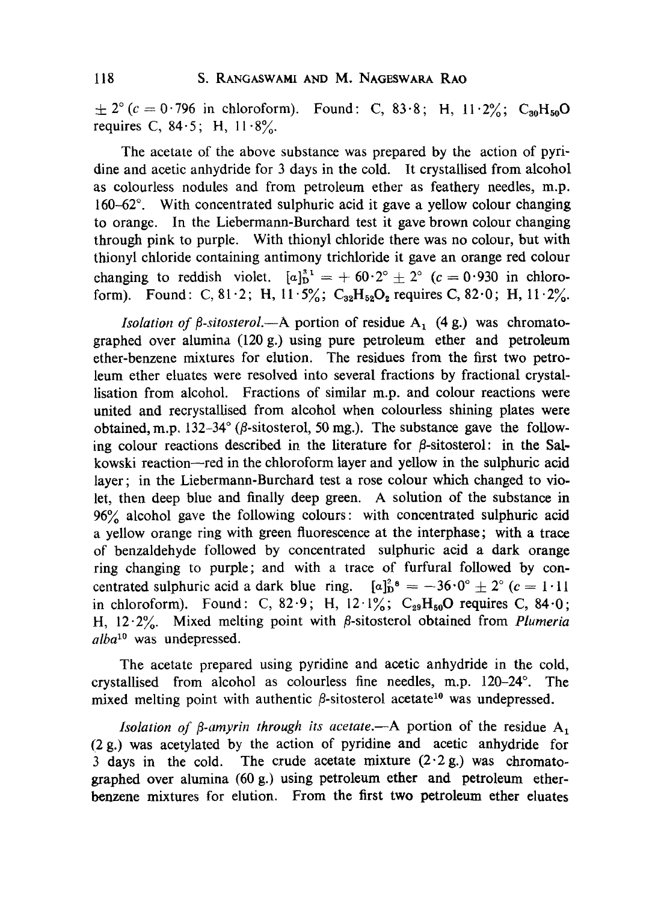$\pm$ 2° ($c$ = 0·796 in chloroform). Found: C, 83·8; H, 11·2%; $C_{30}H_{50}O$ requires C, 84·5; H, 11·8%.

The acetate of the above substance was prepared by the action of pyridine and acetic anhydride for 3 days in the cold. It crystallised from alcohol as colourless nodules and from petroleum ether as feathery needles, m.p. 160–62°. With concentrated sulphuric acid it gave a yellow colour changing to orange. In the Liebermann-Burchard test it gave brown colour changing through pink to purple. With thionyl chloride there was no colour, but with thionyl chloride containing antimony trichloride it gave an orange red colour changing to reddish violet. $[\alpha]_D^{31}$ = + 60·2° $\pm$ 2° ($c$ = 0·930 in chloroform). Found: C, 81·2; H, 11·5%; $C_{32}H_{52}O_2$ requires C, 82·0; H, 11·2%.

*Isolation of β-sitosterol.*—A portion of residue $A_1$ (4 g.) was chromatographed over alumina (120 g.) using pure petroleum ether and petroleum ether-benzene mixtures for elution. The residues from the first two petroleum ether eluates were resolved into several fractions by fractional crystallisation from alcohol. Fractions of similar m.p. and colour reactions were united and recrystallised from alcohol when colourless shining plates were obtained, m.p. 132–34° (β-sitosterol, 50 mg.). The substance gave the following colour reactions described in the literature for β-sitosterol: in the Salkowski reaction—red in the chloroform layer and yellow in the sulphuric acid layer; in the Liebermann-Burchard test a rose colour which changed to violet, then deep blue and finally deep green. A solution of the substance in 96% alcohol gave the following colours: with concentrated sulphuric acid a yellow orange ring with green fluorescence at the interphase; with a trace of benzaldehyde followed by concentrated sulphuric acid a dark orange ring changing to purple; and with a trace of furfural followed by concentrated sulphuric acid a dark blue ring. $[\alpha]_D^{28}$ = −36·0° $\pm$ 2° ($c$ = 1·11 in chloroform). Found: C, 82·9; H, 12·1%; $C_{29}H_{50}O$ requires C, 84·0; H, 12·2%. Mixed melting point with β-sitosterol obtained from *Plumeria alba*[10] was undepressed.

The acetate prepared using pyridine and acetic anhydride in the cold, crystallised from alcohol as colourless fine needles, m.p. 120–24°. The mixed melting point with authentic β-sitosterol acetate[10] was undepressed.

*Isolation of β-amyrin through its acetate.*—A portion of the residue $A_1$ (2 g.) was acetylated by the action of pyridine and acetic anhydride for 3 days in the cold. The crude acetate mixture (2·2 g.) was chromatographed over alumina (60 g.) using petroleum ether and petroleum ether-benzene mixtures for elution. From the first two petroleum ether eluates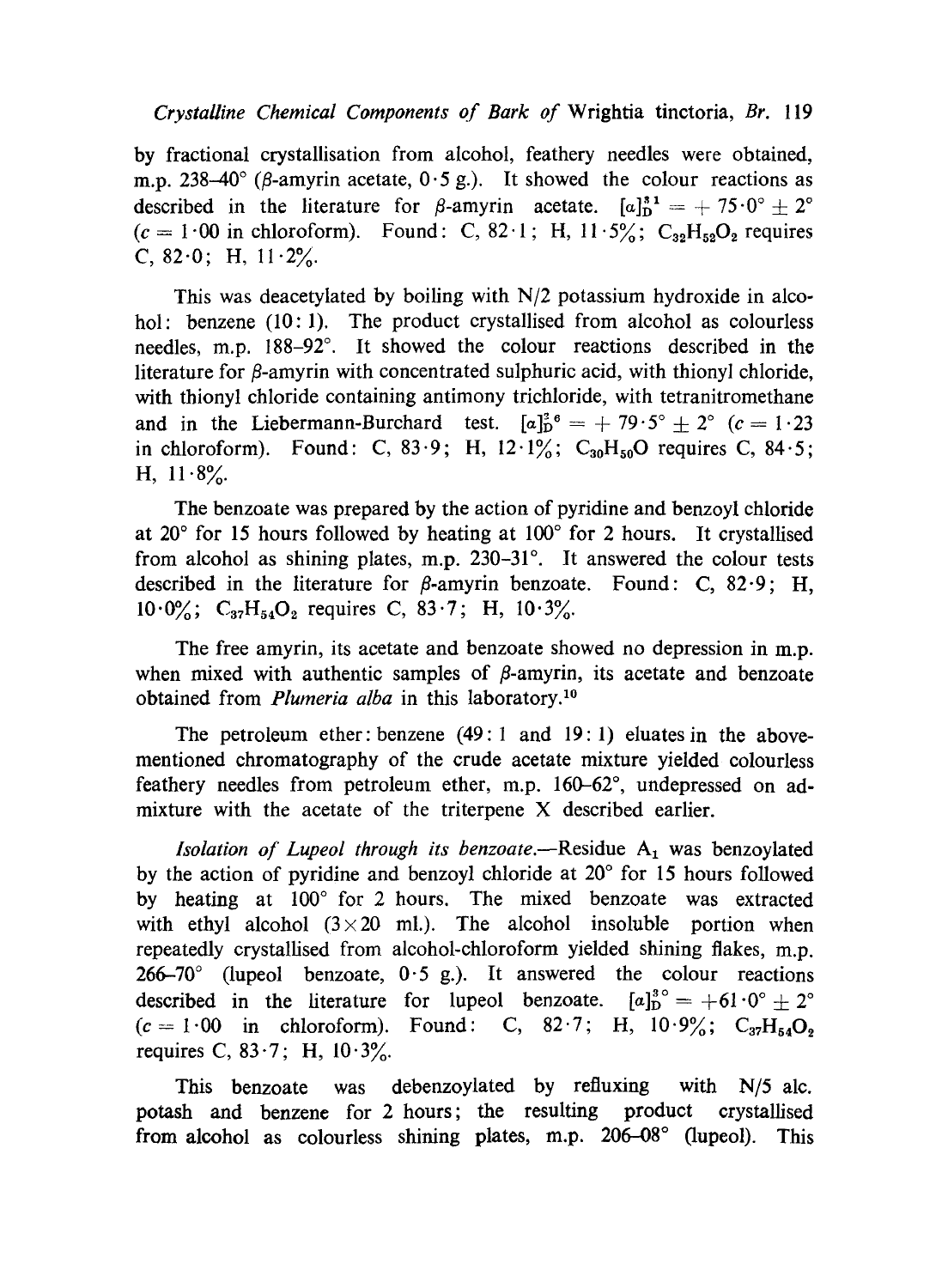by fractional crystallisation from alcohol, feathery needles were obtained, m.p. 238–40° (β-amyrin acetate, 0·5 g.). It showed the colour reactions as described in the literature for β-amyrin acetate. $[\alpha]_D^{31} = +75 \cdot 0° \pm 2°$ ($c = 1 \cdot 00$ in chloroform). Found: C, 82·1; H, 11·5%; $C_{32}H_{52}O_2$ requires C, 82·0; H, 11·2%.

This was deacetylated by boiling with N/2 potassium hydroxide in alcohol: benzene (10:1). The product crystallised from alcohol as colourless needles, m.p. 188–92°. It showed the colour reactions described in the literature for β-amyrin with concentrated sulphuric acid, with thionyl chloride, with thionyl chloride containing antimony trichloride, with tetranitromethane and in the Liebermann-Burchard test. $[\alpha]_D^{26} = +79 \cdot 5° \pm 2°$ ($c = 1 \cdot 23$ in chloroform). Found: C, 83·9; H, 12·1%; $C_{30}H_{50}O$ requires C, 84·5; H, 11·8%.

The benzoate was prepared by the action of pyridine and benzoyl chloride at 20° for 15 hours followed by heating at 100° for 2 hours. It crystallised from alcohol as shining plates, m.p. 230–31°. It answered the colour tests described in the literature for β-amyrin benzoate. Found: C, 82·9; H, 10·0%; $C_{37}H_{54}O_2$ requires C, 83·7; H, 10·3%.

The free amyrin, its acetate and benzoate showed no depression in m.p. when mixed with authentic samples of β-amyrin, its acetate and benzoate obtained from *Plumeria alba* in this laboratory.[10]

The petroleum ether: benzene (49:1 and 19:1) eluates in the above-mentioned chromatography of the crude acetate mixture yielded colourless feathery needles from petroleum ether, m.p. 160–62°, undepressed on admixture with the acetate of the triterpene X described earlier.

*Isolation of Lupeol through its benzoate.*—Residue $A_1$ was benzoylated by the action of pyridine and benzoyl chloride at 20° for 15 hours followed by heating at 100° for 2 hours. The mixed benzoate was extracted with ethyl alcohol (3×20 ml.). The alcohol insoluble portion when repeatedly crystallised from alcohol-chloroform yielded shining flakes, m.p. 266–70° (lupeol benzoate, 0·5 g.). It answered the colour reactions described in the literature for lupeol benzoate. $[\alpha]_D^{30} = +61 \cdot 0° \pm 2°$ ($c = 1 \cdot 00$ in chloroform). Found: C, 82·7; H, 10·9%; $C_{37}H_{54}O_2$ requires C, 83·7; H, 10·3%.

This benzoate was debenzoylated by refluxing with N/5 alc. potash and benzene for 2 hours; the resulting product crystallised from alcohol as colourless shining plates, m.p. 206–08° (lupeol). This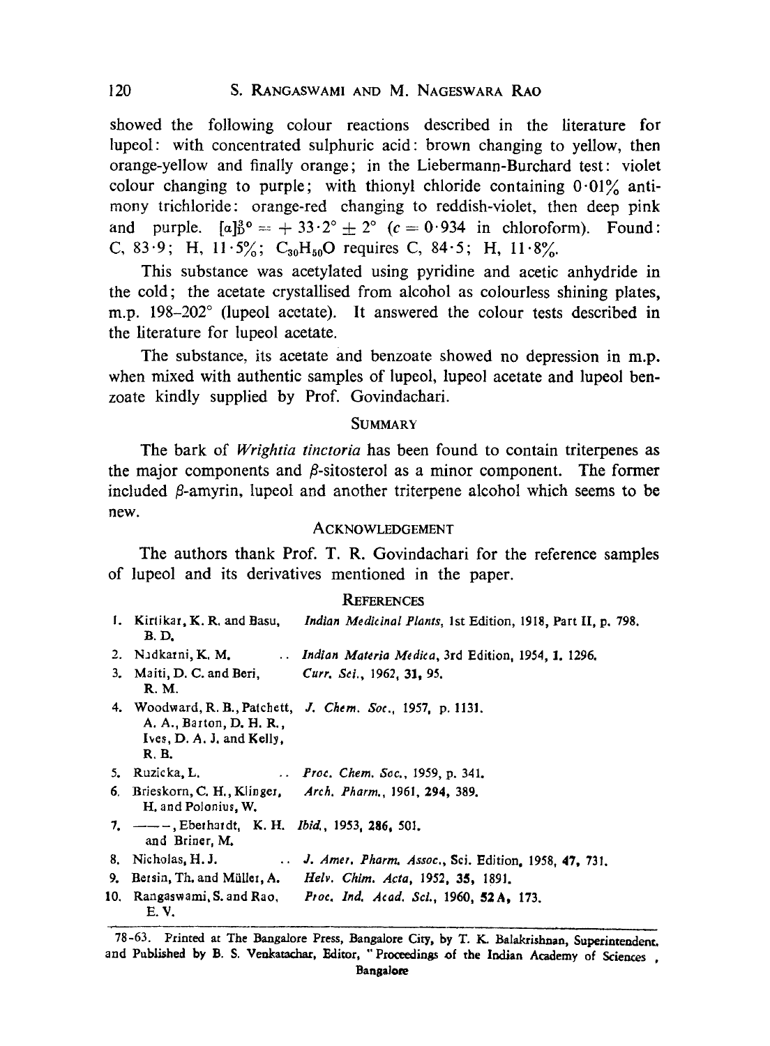showed the following colour reactions described in the literature for lupeol: with concentrated sulphuric acid: brown changing to yellow, then orange-yellow and finally orange; in the Liebermann-Burchard test: violet colour changing to purple; with thionyl chloride containing 0·01% antimony trichloride: orange-red changing to reddish-violet, then deep pink and purple. $[\alpha]_D^{30} = +33 \cdot 2° \pm 2°$ ($c = 0 \cdot 934$ in chloroform). Found: C, 83·9; H, 11·5%; $C_{30}H_{50}O$ requires C, 84·5; H, 11·8%.

This substance was acetylated using pyridine and acetic anhydride in the cold; the acetate crystallised from alcohol as colourless shining plates, m.p. 198–202° (lupeol acetate). It answered the colour tests described in the literature for lupeol acetate.

The substance, its acetate and benzoate showed no depression in m.p. when mixed with authentic samples of lupeol, lupeol acetate and lupeol benzoate kindly supplied by Prof. Govindachari.

## Summary

The bark of *Wrightia tinctoria* has been found to contain triterpenes as the major components and β-sitosterol as a minor component. The former included β-amyrin, lupeol and another triterpene alcohol which seems to be new.

## Acknowledgement

The authors thank Prof. T. R. Govindachari for the reference samples of lupeol and its derivatives mentioned in the paper.

## References

1. Kirtikar, K. R. and Basu, B. D. — *Indian Medicinal Plants*, 1st Edition, 1918, Part II, p. 798.
2. Nadkarni, K. M. — *Indian Materia Medica*, 3rd Edition, 1954, **1**. 1296.
3. Maiti, D. C. and Beri, R. M. — *Curr. Sci.*, 1962, **31**, 95.
4. Woodward, R. B., Patchett, A. A., Barton, D. H. R., Ives, D. A. J. and Kelly, R. B. — *J. Chem. Soc.*, 1957, p. 1131.
5. Ruzicka, L. — *Proc. Chem. Soc.*, 1959, p. 341.
6. Brieskorn, C. H., Klinger, H. and Polonius, W. — *Arch. Pharm.*, 1961, **294**, 389.
7. ———, Eberhardt, K. H. and Briner, M. — *Ibid.*, 1953, **286**, 501.
8. Nicholas, H. J. — *J. Amer. Pharm. Assoc.*, Sci. Edition, 1958, **47**, 731.
9. Bersin, Th. and Müller, A. — *Helv. Chim. Acta*, 1952, **35**, 1891.
10. Rangaswami, S. and Rao, E. V. — *Proc. Ind. Acad. Sci.*, 1960, **52 A**, 173.

78-63. Printed at The Bangalore Press, Bangalore City, by T. K. Balakrishnan, Superintendent. and Published by B. S. Venkatachar, Editor, "Proceedings of the Indian Academy of Sciences, Bangalore